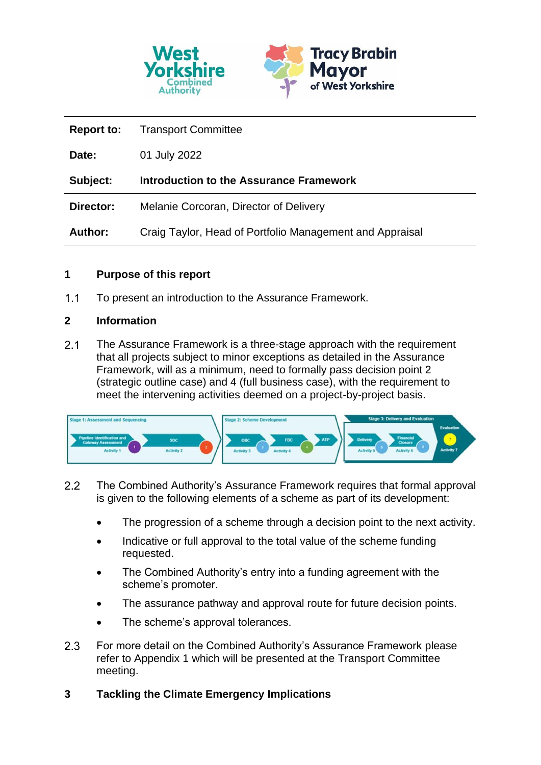| | |
|---|---|
| **Report to:** | Transport Committee |
| **Date:** | 01 July 2022 |
| **Subject:** | **Introduction to the Assurance Framework** |
| **Director:** | Melanie Corcoran, Director of Delivery |
| **Author:** | Craig Taylor, Head of Portfolio Management and Appraisal |

## 1 Purpose of this report

1.1 To present an introduction to the Assurance Framework.

## 2 Information

2.1 The Assurance Framework is a three-stage approach with the requirement that all projects subject to minor exceptions as detailed in the Assurance Framework, will as a minimum, need to formally pass decision point 2 (strategic outline case) and 4 (full business case), with the requirement to meet the intervening activities deemed on a project-by-project basis.

Stage 1: Assessment and Sequencing — Pipeline Identification and Gateway Assessment (Activity 1), SOC (Activity 2); Stage 2: Scheme Development — OBC (Activity 3), FBC (Activity 4), ATP; Stage 3: Delivery and Evaluation — Delivery (Activity 5), Financial Closure (Activity 6), Evaluation (Activity 7)

2.2 The Combined Authority's Assurance Framework requires that formal approval is given to the following elements of a scheme as part of its development:

- The progression of a scheme through a decision point to the next activity.
- Indicative or full approval to the total value of the scheme funding requested.
- The Combined Authority's entry into a funding agreement with the scheme's promoter.
- The assurance pathway and approval route for future decision points.
- The scheme's approval tolerances.

2.3 For more detail on the Combined Authority's Assurance Framework please refer to Appendix 1 which will be presented at the Transport Committee meeting.

## 3 Tackling the Climate Emergency Implications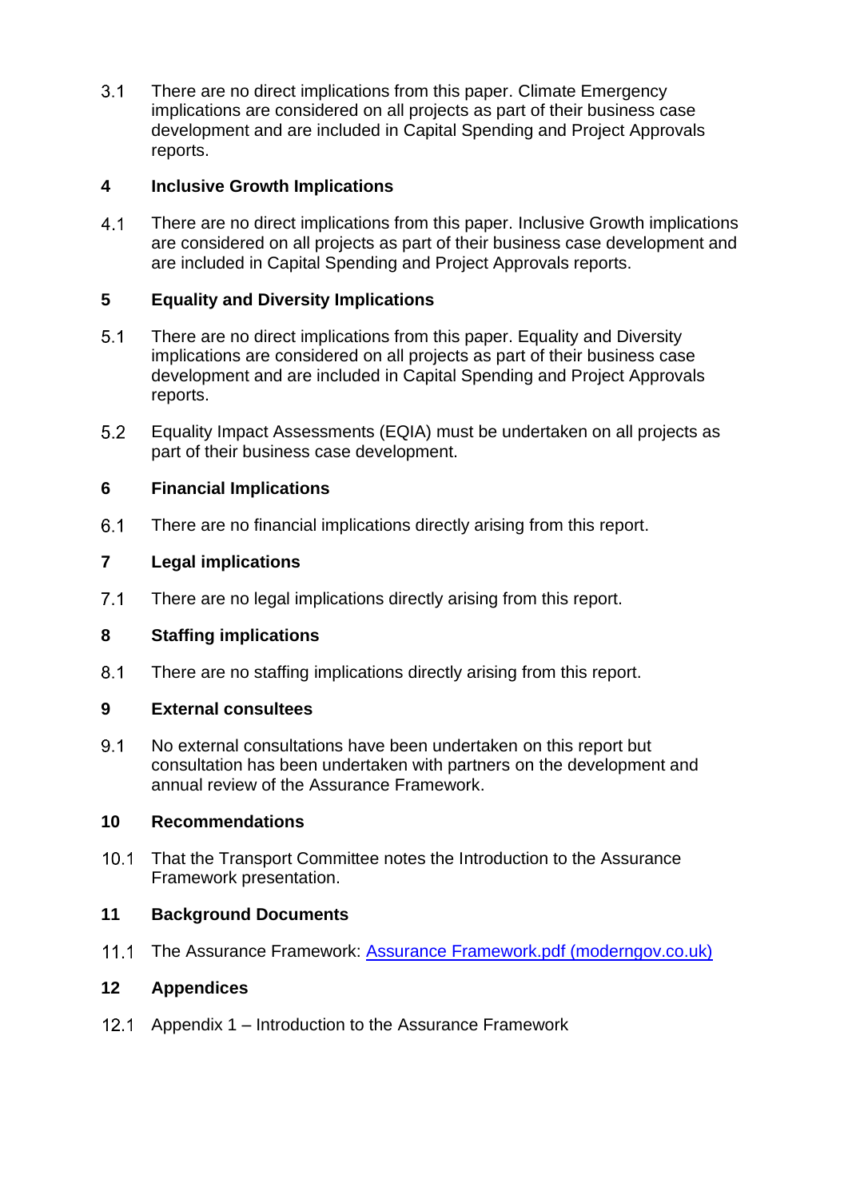3.1 There are no direct implications from this paper. Climate Emergency implications are considered on all projects as part of their business case development and are included in Capital Spending and Project Approvals reports.

## 4 Inclusive Growth Implications

4.1 There are no direct implications from this paper. Inclusive Growth implications are considered on all projects as part of their business case development and are included in Capital Spending and Project Approvals reports.

## 5 Equality and Diversity Implications

5.1 There are no direct implications from this paper. Equality and Diversity implications are considered on all projects as part of their business case development and are included in Capital Spending and Project Approvals reports.

5.2 Equality Impact Assessments (EQIA) must be undertaken on all projects as part of their business case development.

## 6 Financial Implications

6.1 There are no financial implications directly arising from this report.

## 7 Legal implications

7.1 There are no legal implications directly arising from this report.

## 8 Staffing implications

8.1 There are no staffing implications directly arising from this report.

## 9 External consultees

9.1 No external consultations have been undertaken on this report but consultation has been undertaken with partners on the development and annual review of the Assurance Framework.

## 10 Recommendations

10.1 That the Transport Committee notes the Introduction to the Assurance Framework presentation.

## 11 Background Documents

11.1 The Assurance Framework: [Assurance Framework.pdf (moderngov.co.uk)](Assurance Framework.pdf (moderngov.co.uk))

## 12 Appendices

12.1 Appendix 1 – Introduction to the Assurance Framework